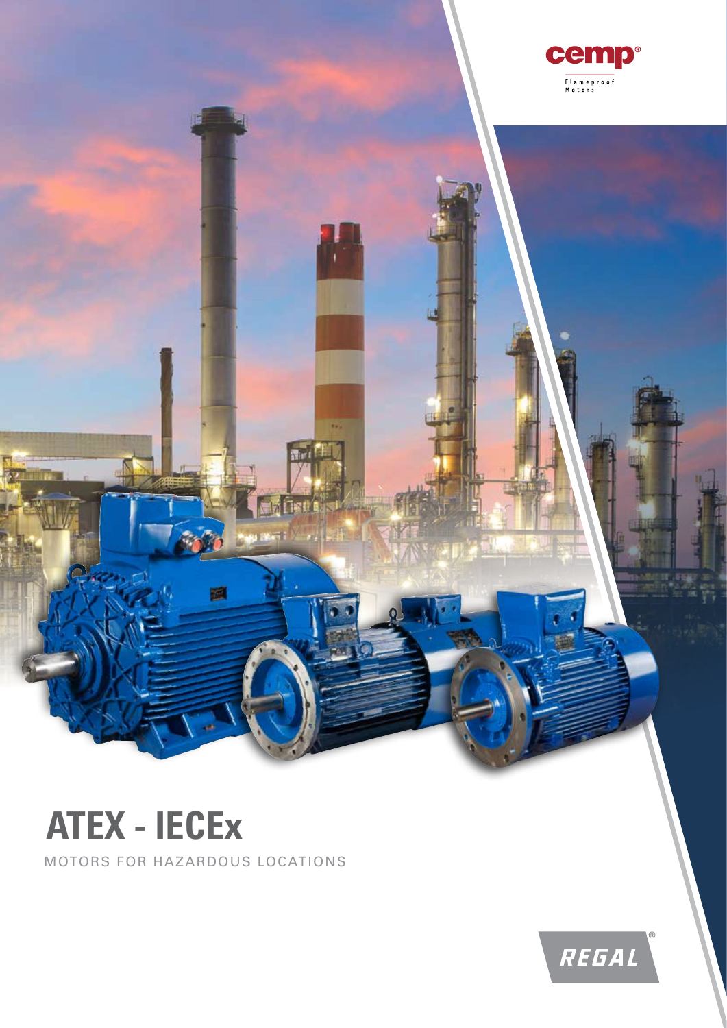cemp®

Flameproof Motors

# ATEX - IECEx

MOTORS FOR HAZARDOUS LOCATIONS

REGAL®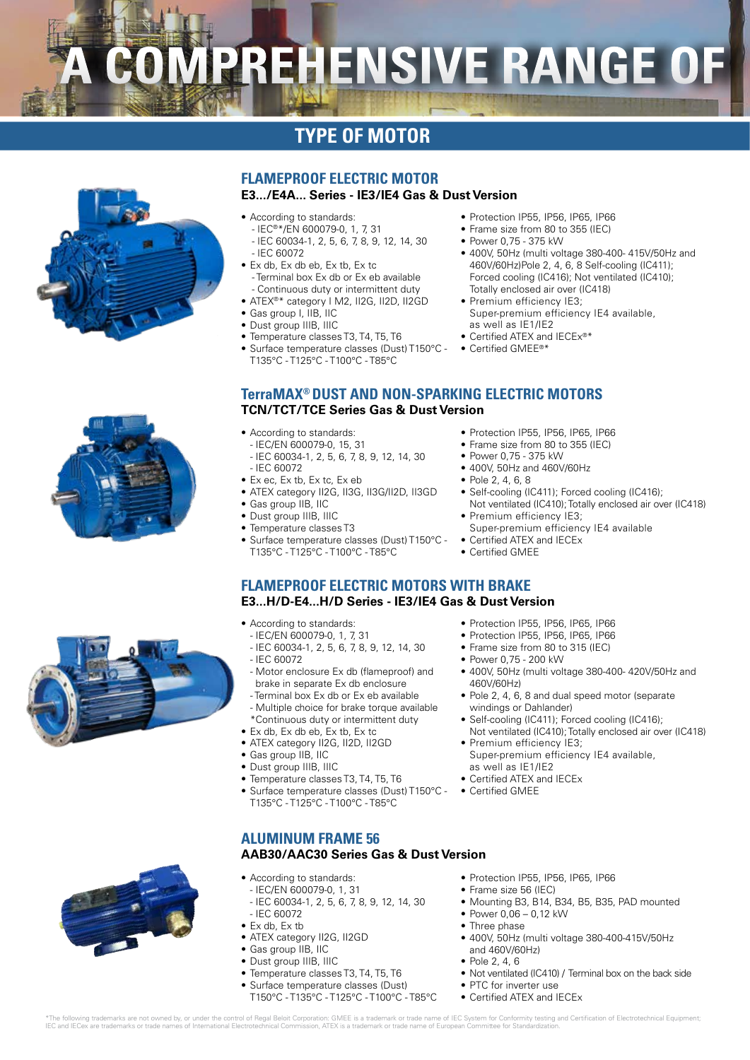# A COMPREHENSIVE RANGE OF

## TYPE OF MOTOR

### FLAMEPROOF ELECTRIC MOTOR

**E3.../E4A... Series - IE3/IE4 Gas & Dust Version**

- According to standards:
  - IEC®*/EN 600079-0, 1, 7, 31
  - IEC 60034-1, 2, 5, 6, 7, 8, 9, 12, 14, 30
  - IEC 60072
- Ex db, Ex db eb, Ex tb, Ex tc
  - Terminal box Ex db or Ex eb available
  - Continuous duty or intermittent duty
- ATEX®* category I M2, II2G, II2D, II2GD
- Gas group I, IIB, IIC
- Dust group IIIB, IIIC
- Temperature classes T3, T4, T5, T6
- Surface temperature classes (Dust) T150°C - T135°C - T125°C - T100°C - T85°C
- Protection IP55, IP56, IP65, IP66
- Frame size from 80 to 355 (IEC)
- Power 0,75 - 375 kW
- 400V, 50Hz (multi voltage 380-400- 415V/50Hz and 460V/60Hz)Pole 2, 4, 6, 8 Self-cooling (IC411); Forced cooling (IC416); Not ventilated (IC410); Totally enclosed air over (IC418)
- Premium efficiency IE3; Super-premium efficiency IE4 available, as well as IE1/IE2
- Certified ATEX and IECEx®*
- Certified GMEE®*

### TerraMAX® DUST AND NON-SPARKING ELECTRIC MOTORS

**TCN/TCT/TCE Series Gas & Dust Version**

- According to standards:
  - IEC/EN 600079-0, 15, 31
  - IEC 60034-1, 2, 5, 6, 7, 8, 9, 12, 14, 30
  - IEC 60072
- Ex ec, Ex tb, Ex tc, Ex eb
- ATEX category II2G, II3G, II3G/II2D, II3GD
- Gas group IIB, IIC
- Dust group IIIB, IIIC
- Temperature classes T3
- Surface temperature classes (Dust) T150°C - T135°C - T125°C - T100°C - T85°C
- Protection IP55, IP56, IP65, IP66
- Frame size from 80 to 355 (IEC)
- Power 0,75 - 375 kW
- 400V, 50Hz and 460V/60Hz
- Pole 2, 4, 6, 8
- Self-cooling (IC411); Forced cooling (IC416); Not ventilated (IC410); Totally enclosed air over (IC418)
- Premium efficiency IE3; Super-premium efficiency IE4 available
- Certified ATEX and IECEx
- Certified GMEE

### FLAMEPROOF ELECTRIC MOTORS WITH BRAKE

**E3...H/D-E4...H/D Series - IE3/IE4 Gas & Dust Version**

- According to standards:
  - IEC/EN 600079-0, 1, 7, 31
  - IEC 60034-1, 2, 5, 6, 7, 8, 9, 12, 14, 30
  - IEC 60072
  - Motor enclosure Ex db (flameproof) and brake in separate Ex db enclosure
  - Terminal box Ex db or Ex eb available
  - Multiple choice for brake torque available
  *Continuous duty or intermittent duty
- Ex db, Ex db eb, Ex tb, Ex tc
- ATEX category II2G, II2D, II2GD
- Gas group IIB, IIC
- Dust group IIIB, IIIC
- Temperature classes T3, T4, T5, T6
- Surface temperature classes (Dust) T150°C - T135°C - T125°C - T100°C - T85°C
- Protection IP55, IP56, IP65, IP66
- Protection IP55, IP56, IP65, IP66
- Frame size from 80 to 315 (IEC)
- Power 0,75 - 200 kW
- 400V, 50Hz (multi voltage 380-400- 420V/50Hz and 460V/60Hz)
- Pole 2, 4, 6, 8 and dual speed motor (separate windings or Dahlander)
- Self-cooling (IC411); Forced cooling (IC416); Not ventilated (IC410); Totally enclosed air over (IC418)
- Premium efficiency IE3; Super-premium efficiency IE4 available, as well as IE1/IE2
- Certified ATEX and IECEx
- Certified GMEE

### ALUMINUM FRAME 56

**AAB30/AAC30 Series Gas & Dust Version**

- According to standards:
  - IEC/EN 600079-0, 1, 31
  - IEC 60034-1, 2, 5, 6, 7, 8, 9, 12, 14, 30
  - IEC 60072
- Ex db, Ex tb
- ATEX category II2G, II2GD
- Gas group IIB, IIC
- Dust group IIIB, IIIC
- Temperature classes T3, T4, T5, T6
- Surface temperature classes (Dust) T150°C - T135°C - T125°C - T100°C - T85°C
- Protection IP55, IP56, IP65, IP66
- Frame size 56 (IEC)
- Mounting B3, B14, B34, B5, B35, PAD mounted
- Power 0,06 – 0,12 kW
- Three phase
- 400V, 50Hz (multi voltage 380-400-415V/50Hz and 460V/60Hz)
- Pole 2, 4, 6
- Not ventilated (IC410) / Terminal box on the back side
- PTC for inverter use
- Certified ATEX and IECEx

*The following trademarks are not owned by, or under the control of Regal Beloit Corporation: GMEE is a trademark or trade name of IEC System for Conformity testing and Certification of Electrotechnical Equipment; IEC and IECEx are trademarks or trade names of International Electrotechnical Commission; ATEX is a trademark or trade name of European Committee for Standardization.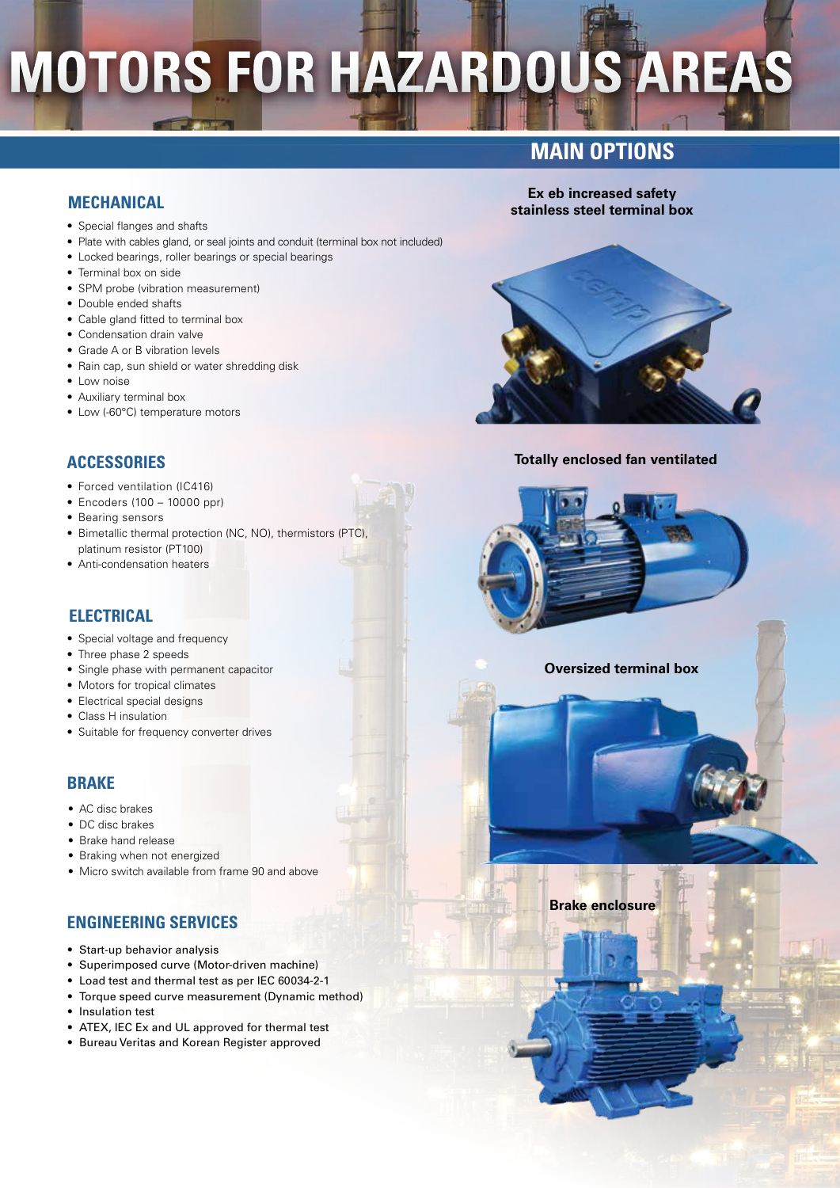# MOTORS FOR HAZARDOUS AREAS

## MAIN OPTIONS

### MECHANICAL

- Special flanges and shafts
- Plate with cables gland, or seal joints and conduit (terminal box not included)
- Locked bearings, roller bearings or special bearings
- Terminal box on side
- SPM probe (vibration measurement)
- Double ended shafts
- Cable gland fitted to terminal box
- Condensation drain valve
- Grade A or B vibration levels
- Rain cap, sun shield or water shredding disk
- Low noise
- Auxiliary terminal box
- Low (-60°C) temperature motors

### ACCESSORIES

- Forced ventilation (IC416)
- Encoders (100 – 10000 ppr)
- Bearing sensors
- Bimetallic thermal protection (NC, NO), thermistors (PTC), platinum resistor (PT100)
- Anti-condensation heaters

### ELECTRICAL

- Special voltage and frequency
- Three phase 2 speeds
- Single phase with permanent capacitor
- Motors for tropical climates
- Electrical special designs
- Class H insulation
- Suitable for frequency converter drives

### BRAKE

- AC disc brakes
- DC disc brakes
- Brake hand release
- Braking when not energized
- Micro switch available from frame 90 and above

### ENGINEERING SERVICES

- Start-up behavior analysis
- Superimposed curve (Motor-driven machine)
- Load test and thermal test as per IEC 60034-2-1
- Torque speed curve measurement (Dynamic method)
- Insulation test
- ATEX, IEC Ex and UL approved for thermal test
- Bureau Veritas and Korean Register approved

**Ex eb increased safety stainless steel terminal box**

**Totally enclosed fan ventilated**

**Oversized terminal box**

**Brake enclosure**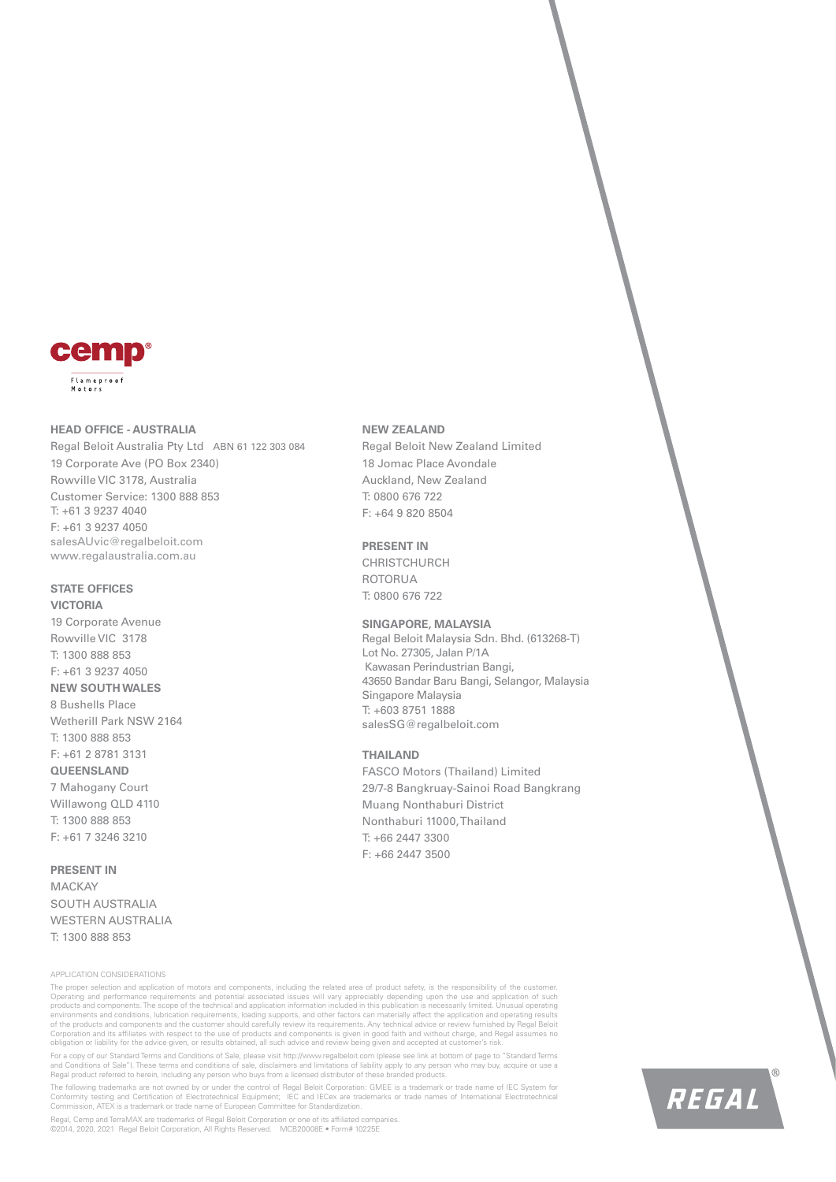cemp®

Flameproof Motors

**HEAD OFFICE - AUSTRALIA**

Regal Beloit Australia Pty Ltd ABN 61 122 303 084
19 Corporate Ave (PO Box 2340)
Rowville VIC 3178, Australia
Customer Service: 1300 888 853
T: +61 3 9237 4040
F: +61 3 9237 4050
salesAUvic@regalbeloit.com
www.regalaustralia.com.au

**STATE OFFICES**

**VICTORIA**

19 Corporate Avenue
Rowville VIC 3178
T: 1300 888 853
F: +61 3 9237 4050

**NEW SOUTH WALES**

8 Bushells Place
Wetherill Park NSW 2164
T: 1300 888 853
F: +61 2 8781 3131

**QUEENSLAND**

7 Mahogany Court
Willawong QLD 4110
T: 1300 888 853
F: +61 7 3246 3210

**PRESENT IN**

MACKAY
SOUTH AUSTRALIA
WESTERN AUSTRALIA
T: 1300 888 853

**NEW ZEALAND**

Regal Beloit New Zealand Limited
18 Jomac Place Avondale
Auckland, New Zealand
T: 0800 676 722
F: +64 9 820 8504

**PRESENT IN**

CHRISTCHURCH
ROTORUA
T: 0800 676 722

**SINGAPORE, MALAYSIA**

Regal Beloit Malaysia Sdn. Bhd. (613268-T)
Lot No. 27305, Jalan P/1A
Kawasan Perindustrian Bangi,
43650 Bandar Baru Bangi, Selangor, Malaysia
Singapore Malaysia
T: +603 8751 1888
salesSG@regalbeloit.com

**THAILAND**

FASCO Motors (Thailand) Limited
29/7-8 Bangkruay-Sainoi Road Bangkrang
Muang Nonthaburi District
Nonthaburi 11000, Thailand
T: +66 2447 3300
F: +66 2447 3500

APPLICATION CONSIDERATIONS

The proper selection and application of motors and components, including the related area of product safety, is the responsibility of the customer. Operating and performance requirements and potential associated issues will vary appreciably depending upon the use and application of such products and components. The scope of the technical and application information included in this publication is necessarily limited. Unusual operating environments and conditions, lubrication requirements, loading supports, and other factors can materially affect the application and operating results of the products and components and the customer should carefully review its requirements. Any technical advice or review furnished by Regal Beloit Corporation and its affiliates with respect to the use of products and components is given in good faith and without charge, and Regal assumes no obligation or liability for the advice given, or results obtained, all such advice and review being given and accepted at customer's risk.

For a copy of our Standard Terms and Conditions of Sale, please visit http://www.regalbeloit.com (please see link at bottom of page to "Standard Terms and Conditions of Sale"). These terms and conditions of sale, disclaimers and limitations of liability apply to any person who may buy, acquire or use a Regal product referred to herein, including any person who buys from a licensed distributor of these branded products.

The following trademarks are not owned by or under the control of Regal Beloit Corporation: GMEE is a trademark or trade name of IEC System for Conformity testing and Certification of Electrotechnical Equipment; IEC and IECex are trademarks or trade names of International Electrotechnical Commission, ATEX is a trademark or trade name of European Committee for Standardization.

Regal, Cemp and TerraMAX are trademarks of Regal Beloit Corporation or one of its affiliated companies.
©2014, 2020, 2021 Regal Beloit Corporation, All Rights Reserved. MCB20008E • Form# 10225E

REGAL®